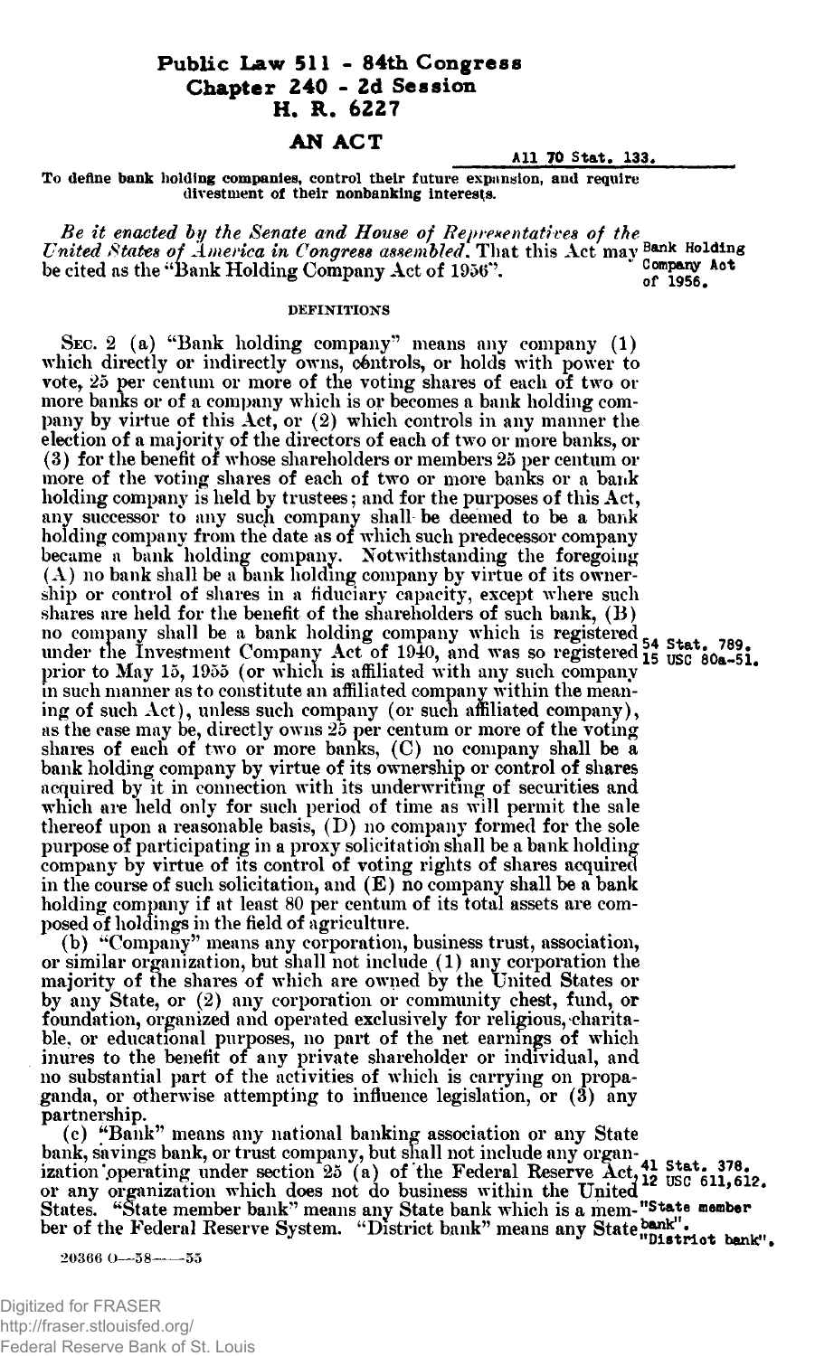# Public Law 511 - 84th Congress
## Chapter 240 - 2d Session
## H. R. 6227

## AN ACT

All 70 Stat. 133.

**To define bank holding companies, control their future expansion, and require divestment of their nonbanking interests.**

*Be it enacted by the Senate and House of Representatives of the United States of America in Congress assembled*, That this Act may be cited as the "Bank Holding Company Act of 1956".

Bank Holding Company Act of 1956.

### DEFINITIONS

Sec. 2 (a) "Bank holding company" means any company (1) which directly or indirectly owns, controls, or holds with power to vote, 25 per centum or more of the voting shares of each of two or more banks or of a company which is or becomes a bank holding company by virtue of this Act, or (2) which controls in any manner the election of a majority of the directors of each of two or more banks, or (3) for the benefit of whose shareholders or members 25 per centum or more of the voting shares of each of two or more banks or a bank holding company is held by trustees; and for the purposes of this Act, any successor to any such company shall be deemed to be a bank holding company from the date as of which such predecessor company became a bank holding company. Notwithstanding the foregoing (A) no bank shall be a bank holding company by virtue of its ownership or control of shares in a fiduciary capacity, except where such shares are held for the benefit of the shareholders of such bank, (B) no company shall be a bank holding company which is registered under the Investment Company Act of 1940, and was so registered prior to May 15, 1955 (or which is affiliated with any such company in such manner as to constitute an affiliated company within the meaning of such Act), unless such company (or such affiliated company), as the case may be, directly owns 25 per centum or more of the voting shares of each of two or more banks, (C) no company shall be a bank holding company by virtue of its ownership or control of shares acquired by it in connection with its underwriting of securities and which are held only for such period of time as will permit the sale thereof upon a reasonable basis, (D) no company formed for the sole purpose of participating in a proxy solicitation shall be a bank holding company by virtue of its control of voting rights of shares acquired in the course of such solicitation, and (E) no company shall be a bank holding company if at least 80 per centum of its total assets are composed of holdings in the field of agriculture.

54 Stat. 789. 15 USC 80a-51.

(b) "Company" means any corporation, business trust, association, or similar organization, but shall not include (1) any corporation the majority of the shares of which are owned by the United States or by any State, or (2) any corporation or community chest, fund, or foundation, organized and operated exclusively for religious, charitable, or educational purposes, no part of the net earnings of which inures to the benefit of any private shareholder or individual, and no substantial part of the activities of which is carrying on propaganda, or otherwise attempting to influence legislation, or (3) any partnership.

(c) "Bank" means any national banking association or any State bank, savings bank, or trust company, but shall not include any organization operating under section 25 (a) of the Federal Reserve Act, or any organization which does not do business within the United States. "State member bank" means any State bank which is a member of the Federal Reserve System. "District bank" means any State

41 Stat. 378. 12 USC 611, 612.

"State member bank".

"District bank".

20366 O—58——55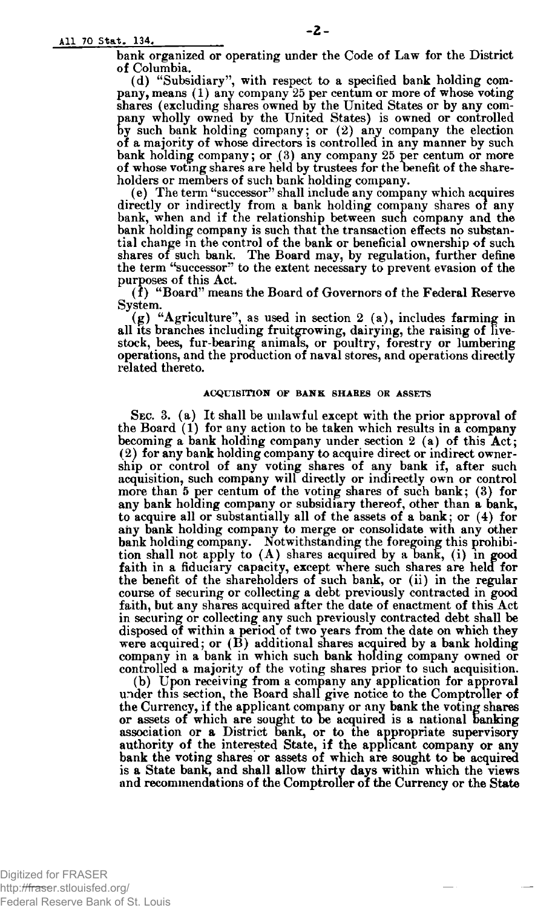bank organized or operating under the Code of Law for the District of Columbia.

(d) "Subsidiary", with respect to a specified bank holding company, means (1) any company 25 per centum or more of whose voting shares (excluding shares owned by the United States or by any company wholly owned by the United States) is owned or controlled by such bank holding company; or (2) any company the election of a majority of whose directors is controlled in any manner by such bank holding company; or (3) any company 25 per centum or more of whose voting shares are held by trustees for the benefit of the shareholders or members of such bank holding company.

(e) The term "successor" shall include any company which acquires directly or indirectly from a bank holding company shares of any bank, when and if the relationship between such company and the bank holding company is such that the transaction effects no substantial change in the control of the bank or beneficial ownership of such shares of such bank. The Board may, by regulation, further define the term "successor" to the extent necessary to prevent evasion of the purposes of this Act.

(f) "Board" means the Board of Governors of the Federal Reserve System.

(g) "Agriculture", as used in section 2 (a), includes farming in all its branches including fruitgrowing, dairying, the raising of livestock, bees, fur-bearing animals, or poultry, forestry or lumbering operations, and the production of naval stores, and operations directly related thereto.

### ACQUISITION OF BANK SHARES OR ASSETS

Sec. 3. (a) It shall be unlawful except with the prior approval of the Board (1) for any action to be taken which results in a company becoming a bank holding company under section 2 (a) of this Act; (2) for any bank holding company to acquire direct or indirect ownership or control of any voting shares of any bank if, after such acquisition, such company will directly or indirectly own or control more than 5 per centum of the voting shares of such bank; (3) for any bank holding company or subsidiary thereof, other than a bank, to acquire all or substantially all of the assets of a bank; or (4) for any bank holding company to merge or consolidate with any other bank holding company. Notwithstanding the foregoing this prohibition shall not apply to (A) shares acquired by a bank, (i) in good faith in a fiduciary capacity, except where such shares are held for the benefit of the shareholders of such bank, or (ii) in the regular course of securing or collecting a debt previously contracted in good faith, but any shares acquired after the date of enactment of this Act in securing or collecting any such previously contracted debt shall be disposed of within a period of two years from the date on which they were acquired; or (B) additional shares acquired by a bank holding company in a bank in which such bank holding company owned or controlled a majority of the voting shares prior to such acquisition.

(b) Upon receiving from a company any application for approval under this section, the Board shall give notice to the Comptroller of the Currency, if the applicant company or any bank the voting shares or assets of which are sought to be acquired is a national banking association or a District bank, or to the appropriate supervisory authority of the interested State, if the applicant company or any bank the voting shares or assets of which are sought to be acquired is a State bank, and shall allow thirty days within which the views and recommendations of the Comptroller of the Currency or the State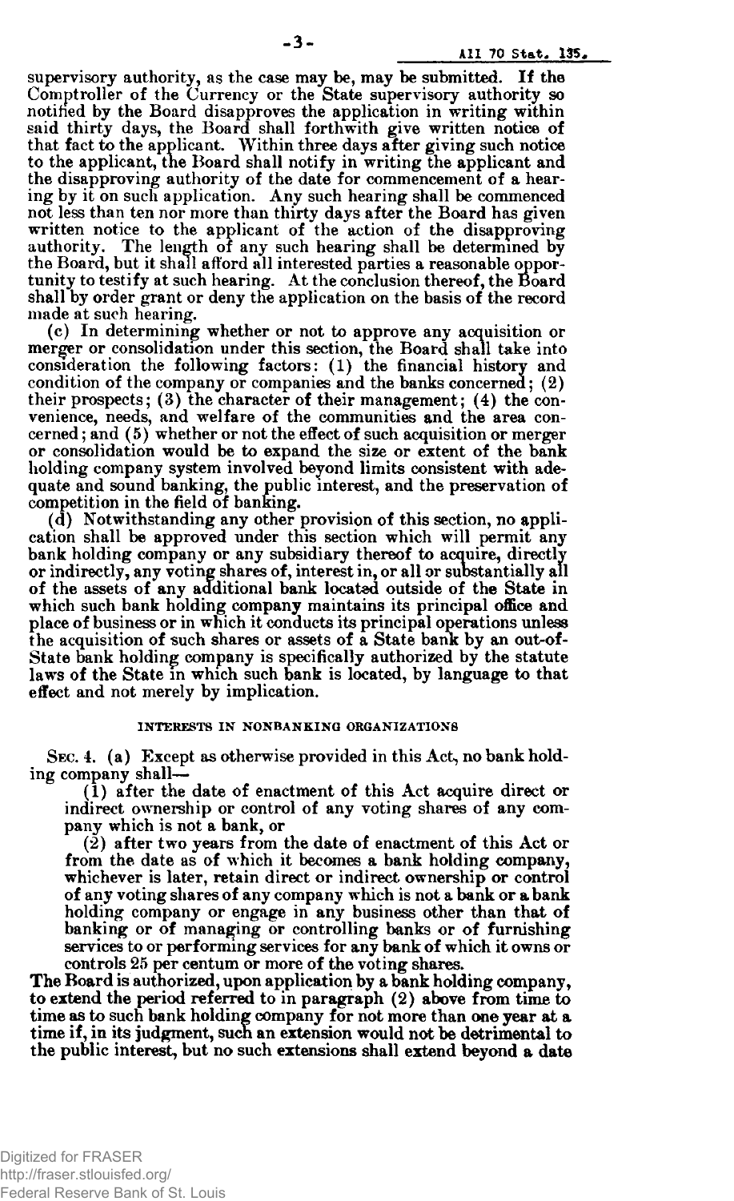supervisory authority, as the case may be, may be submitted. If the Comptroller of the Currency or the State supervisory authority so notified by the Board disapproves the application in writing within said thirty days, the Board shall forthwith give written notice of that fact to the applicant. Within three days after giving such notice to the applicant, the Board shall notify in writing the applicant and the disapproving authority of the date for commencement of a hearing by it on such application. Any such hearing shall be commenced not less than ten nor more than thirty days after the Board has given written notice to the applicant of the action of the disapproving authority. The length of any such hearing shall be determined by the Board, but it shall afford all interested parties a reasonable opportunity to testify at such hearing. At the conclusion thereof, the Board shall by order grant or deny the application on the basis of the record made at such hearing.

(c) In determining whether or not to approve any acquisition or merger or consolidation under this section, the Board shall take into consideration the following factors: (1) the financial history and condition of the company or companies and the banks concerned; (2) their prospects; (3) the character of their management; (4) the convenience, needs, and welfare of the communities and the area concerned; and (5) whether or not the effect of such acquisition or merger or consolidation would be to expand the size or extent of the bank holding company system involved beyond limits consistent with adequate and sound banking, the public interest, and the preservation of competition in the field of banking.

(d) Notwithstanding any other provision of this section, no application shall be approved under this section which will permit any bank holding company or any subsidiary thereof to acquire, directly or indirectly, any voting shares of, interest in, or all or substantially all of the assets of any additional bank located outside of the State in which such bank holding company maintains its principal office and place of business or in which it conducts its principal operations unless the acquisition of such shares or assets of a State bank by an out-of-State bank holding company is specifically authorized by the statute laws of the State in which such bank is located, by language to that effect and not merely by implication.

INTERESTS IN NONBANKING ORGANIZATIONS

SEC. 4. (a) Except as otherwise provided in this Act, no bank holding company shall—

(1) after the date of enactment of this Act acquire direct or indirect ownership or control of any voting shares of any company which is not a bank, or

(2) after two years from the date of enactment of this Act or from the date as of which it becomes a bank holding company, whichever is later, retain direct or indirect ownership or control of any voting shares of any company which is not a bank or a bank holding company or engage in any business other than that of banking or of managing or controlling banks or of furnishing services to or performing services for any bank of which it owns or controls 25 per centum or more of the voting shares.

The Board is authorized, upon application by a bank holding company, to extend the period referred to in paragraph (2) above from time to time as to such bank holding company for not more than one year at a time if, in its judgment, such an extension would not be detrimental to the public interest, but no such extensions shall extend beyond a date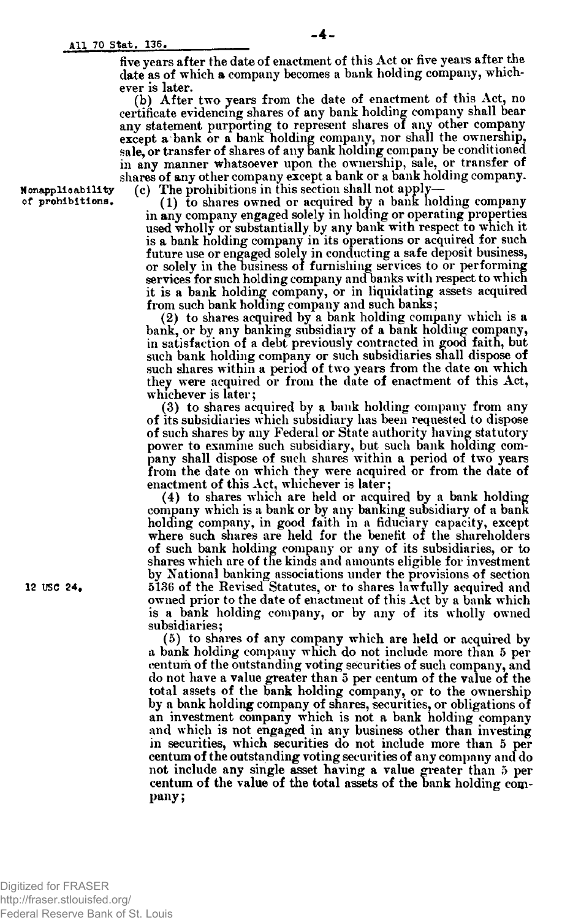five years after the date of enactment of this Act or five years after the date as of which a company becomes a bank holding company, whichever is later.

(b) After two years from the date of enactment of this Act, no certificate evidencing shares of any bank holding company shall bear any statement purporting to represent shares of any other company except a bank or a bank holding company, nor shall the ownership, sale, or transfer of shares of any bank holding company be conditioned in any manner whatsoever upon the ownership, sale, or transfer of shares of any other company except a bank or a bank holding company.

Nonapplicability of prohibitions.

(c) The prohibitions in this section shall not apply—

(1) to shares owned or acquired by a bank holding company in any company engaged solely in holding or operating properties used wholly or substantially by any bank with respect to which it is a bank holding company in its operations or acquired for such future use or engaged solely in conducting a safe deposit business, or solely in the business of furnishing services to or performing services for such holding company and banks with respect to which it is a bank holding company, or in liquidating assets acquired from such bank holding company and such banks;

(2) to shares acquired by a bank holding company which is a bank, or by any banking subsidiary of a bank holding company, in satisfaction of a debt previously contracted in good faith, but such bank holding company or such subsidiaries shall dispose of such shares within a period of two years from the date on which they were acquired or from the date of enactment of this Act, whichever is later;

(3) to shares acquired by a bank holding company from any of its subsidiaries which subsidiary has been requested to dispose of such shares by any Federal or State authority having statutory power to examine such subsidiary, but such bank holding company shall dispose of such shares within a period of two years from the date on which they were acquired or from the date of enactment of this Act, whichever is later;

(4) to shares which are held or acquired by a bank holding company which is a bank or by any banking subsidiary of a bank holding company, in good faith in a fiduciary capacity, except where such shares are held for the benefit of the shareholders of such bank holding company or any of its subsidiaries, or to shares which are of the kinds and amounts eligible for investment by National banking associations under the provisions of section 5136 of the Revised Statutes, or to shares lawfully acquired and owned prior to the date of enactment of this Act by a bank which is a bank holding company, or by any of its wholly owned subsidiaries;

12 USC 24.

(5) to shares of any company which are held or acquired by a bank holding company which do not include more than 5 per centum of the outstanding voting securities of such company, and do not have a value greater than 5 per centum of the value of the total assets of the bank holding company, or to the ownership by a bank holding company of shares, securities, or obligations of an investment company which is not a bank holding company and which is not engaged in any business other than investing in securities, which securities do not include more than 5 per centum of the outstanding voting securities of any company and do not include any single asset having a value greater than 5 per centum of the value of the total assets of the bank holding company;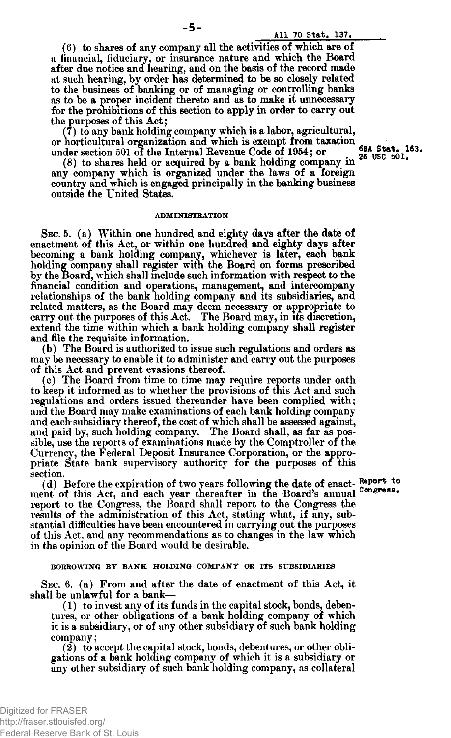(6) to shares of any company all the activities of which are of a financial, fiduciary, or insurance nature and which the Board after due notice and hearing, and on the basis of the record made at such hearing, by order has determined to be so closely related to the business of banking or of managing or controlling banks as to be a proper incident thereto and as to make it unnecessary for the prohibitions of this section to apply in order to carry out the purposes of this Act;

(7) to any bank holding company which is a labor, agricultural, or horticultural organization and which is exempt from taxation under section 501 of the Internal Revenue Code of 1954; or

68A Stat. 163. 26 USC 501.

(8) to shares held or acquired by a bank holding company in any company which is organized under the laws of a foreign country and which is engaged principally in the banking business outside the United States.

## ADMINISTRATION

SEC. 5. (a) Within one hundred and eighty days after the date of enactment of this Act, or within one hundred and eighty days after becoming a bank holding company, whichever is later, each bank holding company shall register with the Board on forms prescribed by the Board, which shall include such information with respect to the financial condition and operations, management, and intercompany relationships of the bank holding company and its subsidiaries, and related matters, as the Board may deem necessary or appropriate to carry out the purposes of this Act. The Board may, in its discretion, extend the time within which a bank holding company shall register and file the requisite information.

(b) The Board is authorized to issue such regulations and orders as may be necessary to enable it to administer and carry out the purposes of this Act and prevent evasions thereof.

(c) The Board from time to time may require reports under oath to keep it informed as to whether the provisions of this Act and such regulations and orders issued thereunder have been complied with; and the Board may make examinations of each bank holding company and each subsidiary thereof, the cost of which shall be assessed against, and paid by, such holding company. The Board shall, as far as possible, use the reports of examinations made by the Comptroller of the Currency, the Federal Deposit Insurance Corporation, or the appropriate State bank supervisory authority for the purposes of this section.

Report to Congress.

(d) Before the expiration of two years following the date of enactment of this Act, and each year thereafter in the Board's annual report to the Congress, the Board shall report to the Congress the results of the administration of this Act, stating what, if any, substantial difficulties have been encountered in carrying out the purposes of this Act, and any recommendations as to changes in the law which in the opinion of the Board would be desirable.

## BORROWING BY BANK HOLDING COMPANY OR ITS SUBSIDIARIES

SEC. 6. (a) From and after the date of enactment of this Act, it shall be unlawful for a bank—

(1) to invest any of its funds in the capital stock, bonds, debentures, or other obligations of a bank holding company of which it is a subsidiary, or of any other subsidiary of such bank holding company;

(2) to accept the capital stock, bonds, debentures, or other obligations of a bank holding company of which it is a subsidiary or any other subsidiary of such bank holding company, as collateral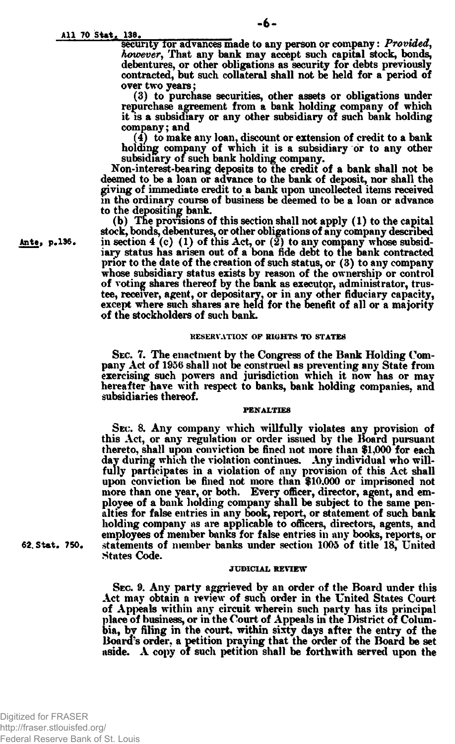security for advances made to any person or company: *Provided, however*, That any bank may accept such capital stock, bonds, debentures, or other obligations as security for debts previously contracted, but such collateral shall not be held for a period of over two years;

(3) to purchase securities, other assets or obligations under repurchase agreement from a bank holding company of which it is a subsidiary or any other subsidiary of such bank holding company; and

(4) to make any loan, discount or extension of credit to a bank holding company of which it is a subsidiary or to any other subsidiary of such bank holding company.

Non-interest-bearing deposits to the credit of a bank shall not be deemed to be a loan or advance to the bank of deposit, nor shall the giving of immediate credit to a bank upon uncollected items received in the ordinary course of business be deemed to be a loan or advance to the depositing bank.

(b) The provisions of this section shall not apply (1) to the capital stock, bonds, debentures, or other obligations of any company described in section 4 (c) (1) of this Act, or (2) to any company whose subsidiary status has arisen out of a bona fide debt to the bank contracted prior to the date of the creation of such status, or (3) to any company whose subsidiary status exists by reason of the ownership or control of voting shares thereof by the bank as executor, administrator, trustee, receiver, agent, or depositary, or in any other fiduciary capacity, except where such shares are held for the benefit of all or a majority of the stockholders of such bank.

Ante, p.136.

#### RESERVATION OF RIGHTS TO STATES

SEC. 7. The enactment by the Congress of the Bank Holding Company Act of 1956 shall not be construed as preventing any State from exercising such powers and jurisdiction which it now has or may hereafter have with respect to banks, bank holding companies, and subsidiaries thereof.

#### PENALTIES

SEC. 8. Any company which willfully violates any provision of this Act, or any regulation or order issued by the Board pursuant thereto, shall upon conviction be fined not more than $1,000 for each day during which the violation continues. Any individual who willfully participates in a violation of any provision of this Act shall upon conviction be fined not more than $10,000 or imprisoned not more than one year, or both. Every officer, director, agent, and employee of a bank holding company shall be subject to the same penalties for false entries in any book, report, or statement of such bank holding company as are applicable to officers, directors, agents, and employees of member banks for false entries in any books, reports, or statements of member banks under section 1005 of title 18, United States Code.

62 Stat. 750.

#### JUDICIAL REVIEW

SEC. 9. Any party aggrieved by an order of the Board under this Act may obtain a review of such order in the United States Court of Appeals within any circuit wherein such party has its principal place of business, or in the Court of Appeals in the District of Columbia, by filing in the court, within sixty days after the entry of the Board's order, a petition praying that the order of the Board be set aside. A copy of such petition shall be forthwith served upon the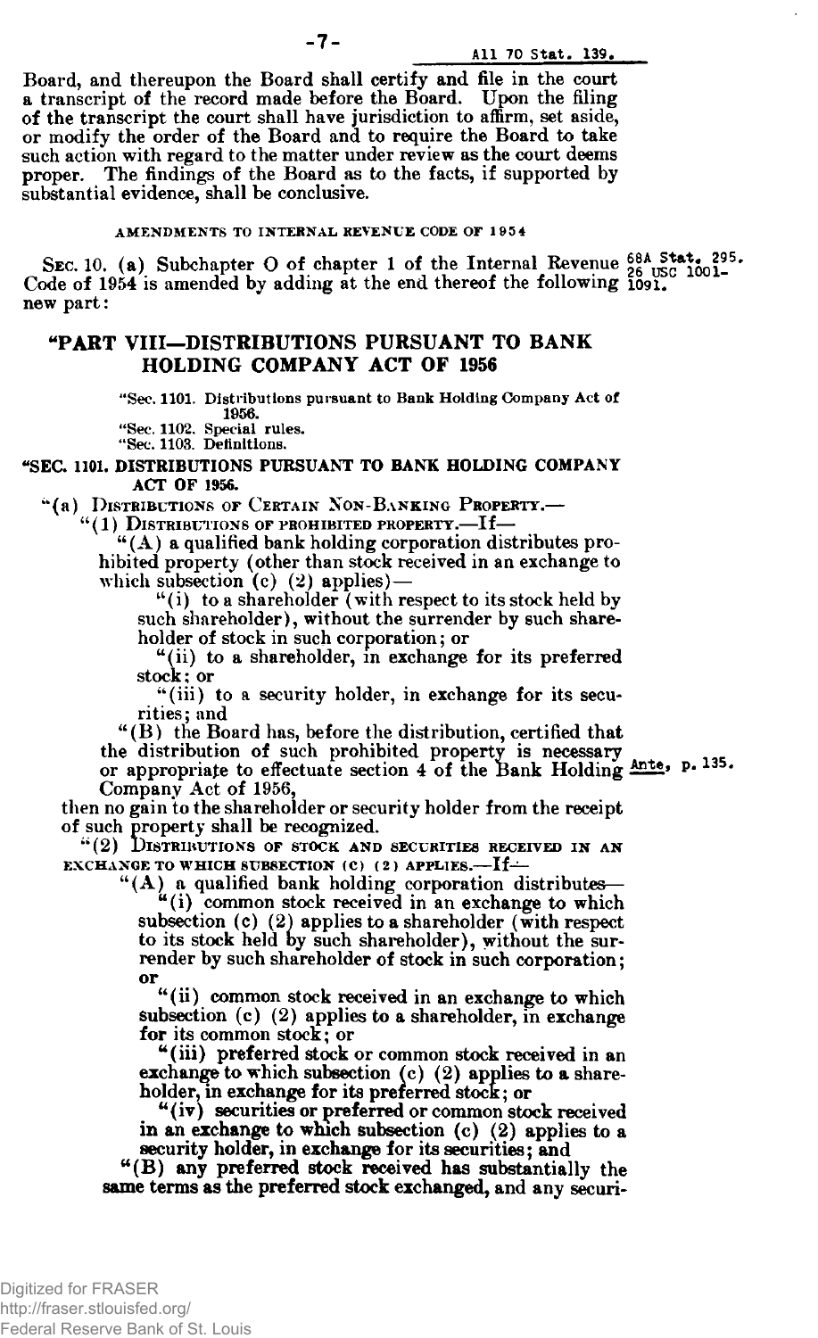Board, and thereupon the Board shall certify and file in the court a transcript of the record made before the Board. Upon the filing of the transcript the court shall have jurisdiction to affirm, set aside, or modify the order of the Board and to require the Board to take such action with regard to the matter under review as the court deems proper. The findings of the Board as to the facts, if supported by substantial evidence, shall be conclusive.

AMENDMENTS TO INTERNAL REVENUE CODE OF 1954

SEC. 10. (a) Subchapter O of chapter 1 of the Internal Revenue Code of 1954 is amended by adding at the end thereof the following new part:

68A Stat. 295. 26 USC 1001-1091.

## "PART VIII—DISTRIBUTIONS PURSUANT TO BANK HOLDING COMPANY ACT OF 1956

"Sec. 1101. Distributions pursuant to Bank Holding Company Act of 1956.
"Sec. 1102. Special rules.
"Sec. 1103. Definitions.

**"SEC. 1101. DISTRIBUTIONS PURSUANT TO BANK HOLDING COMPANY ACT OF 1956.**

"(a) DISTRIBUTIONS OF CERTAIN NON-BANKING PROPERTY.—

"(1) DISTRIBUTIONS OF PROHIBITED PROPERTY.—If—

"(A) a qualified bank holding corporation distributes prohibited property (other than stock received in an exchange to which subsection (c) (2) applies)—

"(i) to a shareholder (with respect to its stock held by such shareholder), without the surrender by such shareholder of stock in such corporation; or

"(ii) to a shareholder, in exchange for its preferred stock; or

"(iii) to a security holder, in exchange for its securities; and

"(B) the Board has, before the distribution, certified that the distribution of such prohibited property is necessary or appropriate to effectuate section 4 of the Bank Holding Company Act of 1956,

Ante, p. 135.

then no gain to the shareholder or security holder from the receipt of such property shall be recognized.

"(2) DISTRIBUTIONS OF STOCK AND SECURITIES RECEIVED IN AN EXCHANGE TO WHICH SUBSECTION (C) (2) APPLIES.—If—

"(A) a qualified bank holding corporation distributes—

"(i) common stock received in an exchange to which subsection (c) (2) applies to a shareholder (with respect to its stock held by such shareholder), without the surrender by such shareholder of stock in such corporation; or

"(ii) common stock received in an exchange to which subsection (c) (2) applies to a shareholder, in exchange for its common stock; or

"(iii) preferred stock or common stock received in an exchange to which subsection (c) (2) applies to a shareholder, in exchange for its preferred stock; or

"(iv) securities or preferred or common stock received in an exchange to which subsection (c) (2) applies to a security holder, in exchange for its securities; and

"(B) any preferred stock received has substantially the same terms as the preferred stock exchanged, and any securi-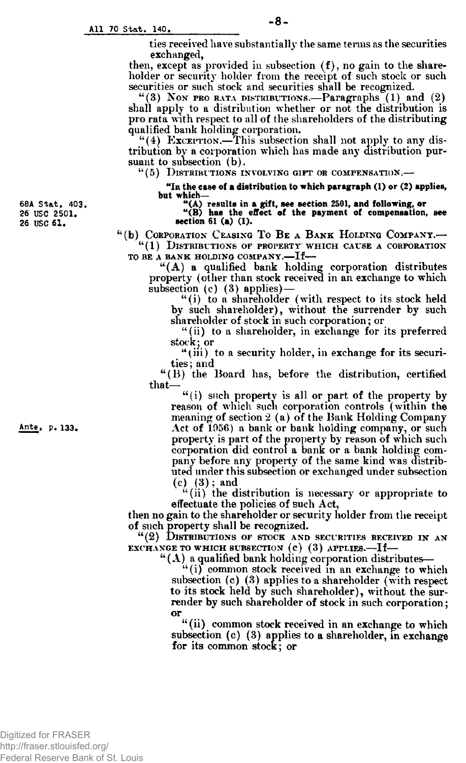ties received have substantially the same terms as the securities exchanged,

then, except as provided in subsection (f), no gain to the shareholder or security holder from the receipt of such stock or such securities or such stock and securities shall be recognized.

"(3) NON PRO RATA DISTRIBUTIONS.—Paragraphs (1) and (2) shall apply to a distribution whether or not the distribution is pro rata with respect to all of the shareholders of the distributing qualified bank holding corporation.

"(4) EXCEPTION.—This subsection shall not apply to any distribution by a corporation which has made any distribution pursuant to subsection (b).

"(5) DISTRIBUTIONS INVOLVING GIFT OR COMPENSATION.—

**"In the case of a distribution to which paragraph (1) or (2) applies, but which—**

**"(A) results in a gift, see section 2501, and following, or**

**"(B) has the effect of the payment of compensation, see section 61 (a) (1).**

68A Stat. 403.
26 USC 2501.
26 USC 61.

"(b) CORPORATION CEASING TO BE A BANK HOLDING COMPANY.—

"(1) DISTRIBUTIONS OF PROPERTY WHICH CAUSE A CORPORATION TO BE A BANK HOLDING COMPANY.—If—

"(A) a qualified bank holding corporation distributes property (other than stock received in an exchange to which subsection (c) (3) applies)—

"(i) to a shareholder (with respect to its stock held by such shareholder), without the surrender by such shareholder of stock in such corporation; or

"(ii) to a shareholder, in exchange for its preferred stock; or

"(iii) to a security holder, in exchange for its securities; and

"(B) the Board has, before the distribution, certified that—

"(i) such property is all or part of the property by reason of which such corporation controls (within the meaning of section 2 (a) of the Bank Holding Company Act of 1956) a bank or bank holding company, or such property is part of the property by reason of which such corporation did control a bank or a bank holding company before any property of the same kind was distributed under this subsection or exchanged under subsection (c) (3); and

Ante, p. 133.

"(ii) the distribution is necessary or appropriate to effectuate the policies of such Act,

then no gain to the shareholder or security holder from the receipt of such property shall be recognized.

"(2) DISTRIBUTIONS OF STOCK AND SECURITIES RECEIVED IN AN EXCHANGE TO WHICH SUBSECTION (c) (3) APPLIES.—If—

"(A) a qualified bank holding corporation distributes—

"(i) common stock received in an exchange to which subsection (c) (3) applies to a shareholder (with respect to its stock held by such shareholder), without the surrender by such shareholder of stock in such corporation; or

"(ii) common stock received in an exchange to which subsection (c) (3) applies to a shareholder, in exchange for its common stock; or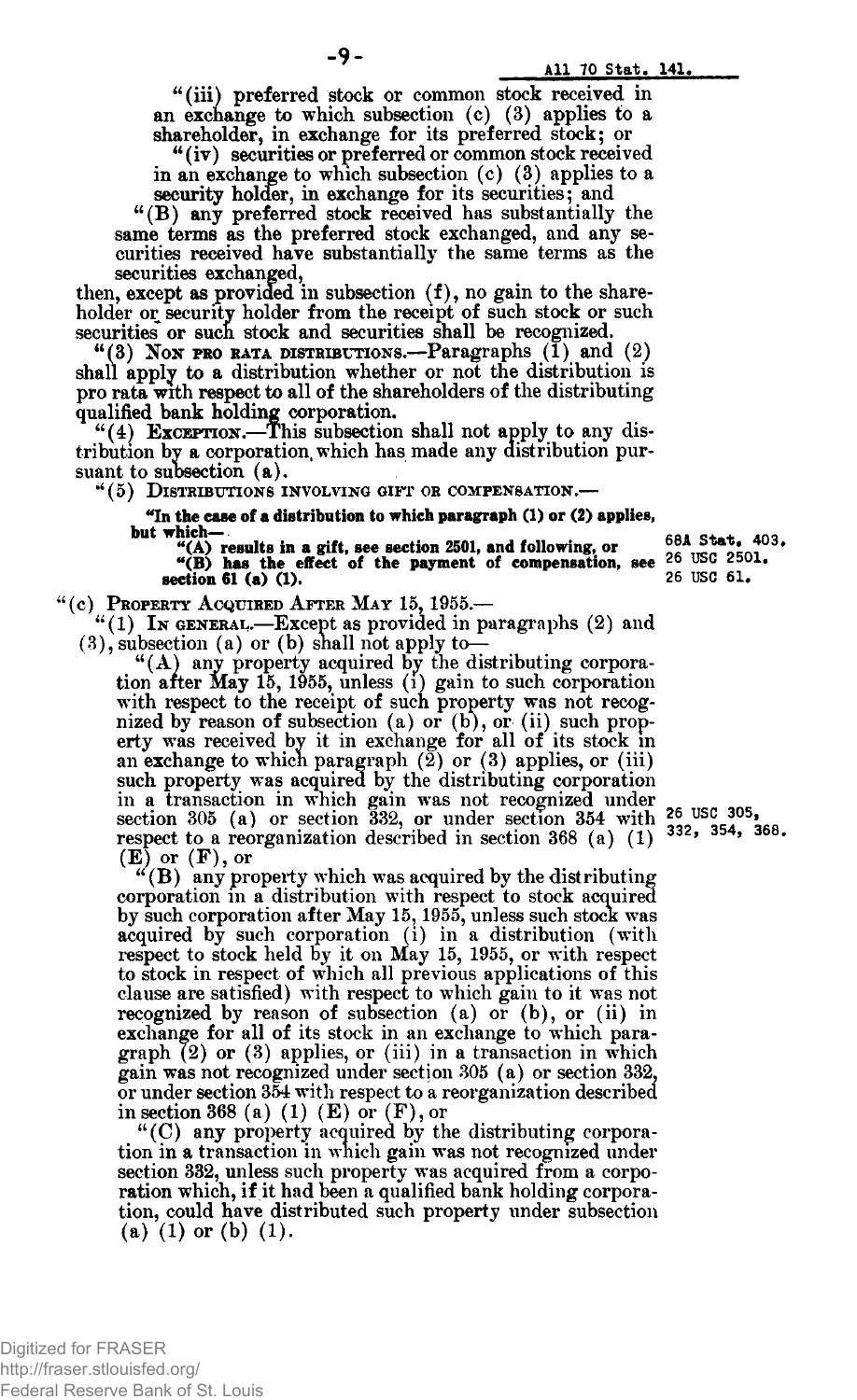"(iii) preferred stock or common stock received in an exchange to which subsection (c) (3) applies to a shareholder, in exchange for its preferred stock; or

"(iv) securities or preferred or common stock received in an exchange to which subsection (c) (3) applies to a security holder, in exchange for its securities; and

"(B) any preferred stock received has substantially the same terms as the preferred stock exchanged, and any securities received have substantially the same terms as the securities exchanged,

then, except as provided in subsection (f), no gain to the shareholder or security holder from the receipt of such stock or such securities or such stock and securities shall be recognized.

"(3) NON PRO RATA DISTRIBUTIONS.—Paragraphs (1) and (2) shall apply to a distribution whether or not the distribution is pro rata with respect to all of the shareholders of the distributing qualified bank holding corporation.

"(4) EXCEPTION.—This subsection shall not apply to any distribution by a corporation which has made any distribution pursuant to subsection (a).

"(5) DISTRIBUTIONS INVOLVING GIFT OR COMPENSATION.—

**"In the case of a distribution to which paragraph (1) or (2) applies, but which—**

**"(A) results in a gift, see section 2501, and following, or**

**"(B) has the effect of the payment of compensation, see section 61 (a) (1).**

68A Stat. 403. 26 USC 2501. 26 USC 61.

"(c) PROPERTY ACQUIRED AFTER MAY 15, 1955.—

"(1) IN GENERAL.—Except as provided in paragraphs (2) and (3), subsection (a) or (b) shall not apply to—

"(A) any property acquired by the distributing corporation after May 15, 1955, unless (i) gain to such corporation with respect to the receipt of such property was not recognized by reason of subsection (a) or (b), or (ii) such property was received by it in exchange for all of its stock in an exchange to which paragraph (2) or (3) applies, or (iii) such property was acquired by the distributing corporation in a transaction in which gain was not recognized under section 305 (a) or section 332, or under section 354 with respect to a reorganization described in section 368 (a) (1) (E) or (F), or

26 USC 305, 332, 354, 368.

"(B) any property which was acquired by the distributing corporation in a distribution with respect to stock acquired by such corporation after May 15, 1955, unless such stock was acquired by such corporation (i) in a distribution (with respect to stock held by it on May 15, 1955, or with respect to stock in respect of which all previous applications of this clause are satisfied) with respect to which gain to it was not recognized by reason of subsection (a) or (b), or (ii) in exchange for all of its stock in an exchange to which paragraph (2) or (3) applies, or (iii) in a transaction in which gain was not recognized under section 305 (a) or section 332, or under section 354 with respect to a reorganization described in section 368 (a) (1) (E) or (F), or

"(C) any property acquired by the distributing corporation in a transaction in which gain was not recognized under section 332, unless such property was acquired from a corporation which, if it had been a qualified bank holding corporation, could have distributed such property under subsection (a) (1) or (b) (1).

Digitized for FRASER
http://fraser.stlouisfed.org/
Federal Reserve Bank of St. Louis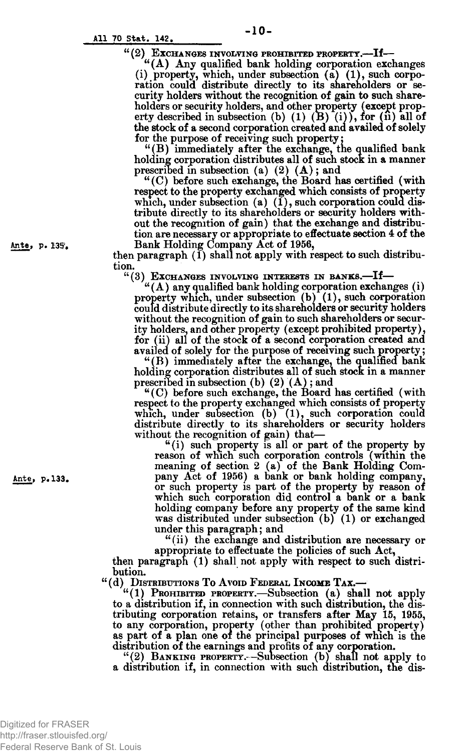All 70 Stat. 142.

"(2) EXCHANGES INVOLVING PROHIBITED PROPERTY.—If—

"(A) Any qualified bank holding corporation exchanges (i) property, which, under subsection (a) (1), such corporation could distribute directly to its shareholders or security holders without the recognition of gain to such shareholders or security holders, and other property (except property described in subsection (b) (1) (B) (i)), for (ii) all of the stock of a second corporation created and availed of solely for the purpose of receiving such property;

"(B) immediately after the exchange, the qualified bank holding corporation distributes all of such stock in a manner prescribed in subsection (a) (2) (A); and

"(C) before such exchange, the Board has certified (with respect to the property exchanged which consists of property which, under subsection (a) (1), such corporation could distribute directly to its shareholders or security holders without the recognition of gain) that the exchange and distribution are necessary or appropriate to effectuate section 4 of the Bank Holding Company Act of 1956,

Ante, p. 135.

then paragraph (1) shall not apply with respect to such distribution.

"(3) EXCHANGES INVOLVING INTERESTS IN BANKS.—If—

"(A) any qualified bank holding corporation exchanges (i) property which, under subsection (b) (1), such corporation could distribute directly to its shareholders or security holders without the recognition of gain to such shareholders or security holders, and other property (except prohibited property), for (ii) all of the stock of a second corporation created and availed of solely for the purpose of receiving such property;

"(B) immediately after the exchange, the qualified bank holding corporation distributes all of such stock in a manner prescribed in subsection (b) (2) (A); and

"(C) before such exchange, the Board has certified (with respect to the property exchanged which consists of property which, under subsection (b) (1), such corporation could distribute directly to its shareholders or security holders without the recognition of gain) that—

"(i) such property is all or part of the property by reason of which such corporation controls (within the meaning of section 2 (a) of the Bank Holding Company Act of 1956) a bank or bank holding company, or such property is part of the property by reason of which such corporation did control a bank or a bank holding company before any property of the same kind was distributed under subsection (b) (1) or exchanged under this paragraph; and

Ante, p.133.

"(ii) the exchange and distribution are necessary or appropriate to effectuate the policies of such Act,

then paragraph (1) shall not apply with respect to such distribution.

"(d) DISTRIBUTIONS TO AVOID FEDERAL INCOME TAX.—

"(1) PROHIBITED PROPERTY.—Subsection (a) shall not apply to a distribution if, in connection with such distribution, the distributing corporation retains, or transfers after May 15, 1955, to any corporation, property (other than prohibited property) as part of a plan one of the principal purposes of which is the distribution of the earnings and profits of any corporation.

"(2) BANKING PROPERTY.—Subsection (b) shall not apply to a distribution if, in connection with such distribution, the dis-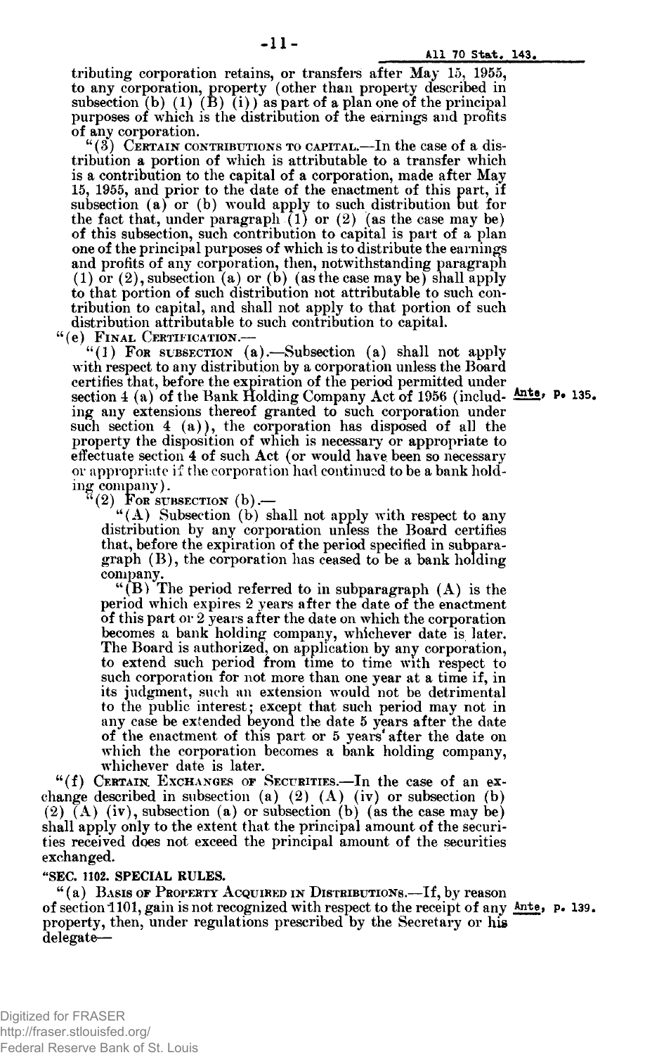tributing corporation retains, or transfers after May 15, 1955, to any corporation, property (other than property described in subsection (b) (1) (B) (i)) as part of a plan one of the principal purposes of which is the distribution of the earnings and profits of any corporation.

"(3) CERTAIN CONTRIBUTIONS TO CAPITAL.—In the case of a distribution a portion of which is attributable to a transfer which is a contribution to the capital of a corporation, made after May 15, 1955, and prior to the date of the enactment of this part, if subsection (a) or (b) would apply to such distribution but for the fact that, under paragraph (1) or (2) (as the case may be) of this subsection, such contribution to capital is part of a plan one of the principal purposes of which is to distribute the earnings and profits of any corporation, then, notwithstanding paragraph (1) or (2), subsection (a) or (b) (as the case may be) shall apply to that portion of such distribution not attributable to such contribution to capital, and shall not apply to that portion of such distribution attributable to such contribution to capital.

"(e) FINAL CERTIFICATION.—

"(1) FOR SUBSECTION (a).—Subsection (a) shall not apply with respect to any distribution by a corporation unless the Board certifies that, before the expiration of the period permitted under section 4 (a) of the Bank Holding Company Act of 1956 (including any extensions thereof granted to such corporation under such section 4 (a)), the corporation has disposed of all the property the disposition of which is necessary or appropriate to effectuate section 4 of such Act (or would have been so necessary or appropriate if the corporation had continued to be a bank holding company). Ante, p. 135.

"(2) FOR SUBSECTION (b).—

"(A) Subsection (b) shall not apply with respect to any distribution by any corporation unless the Board certifies that, before the expiration of the period specified in subparagraph (B), the corporation has ceased to be a bank holding company.

"(B) The period referred to in subparagraph (A) is the period which expires 2 years after the date of the enactment of this part or 2 years after the date on which the corporation becomes a bank holding company, whichever date is later. The Board is authorized, on application by any corporation, to extend such period from time to time with respect to such corporation for not more than one year at a time if, in its judgment, such an extension would not be detrimental to the public interest; except that such period may not in any case be extended beyond the date 5 years after the date of the enactment of this part or 5 years after the date on which the corporation becomes a bank holding company, whichever date is later.

"(f) CERTAIN EXCHANGES OF SECURITIES.—In the case of an exchange described in subsection (a) (2) (A) (iv) or subsection (b) (2) (A) (iv), subsection (a) or subsection (b) (as the case may be) shall apply only to the extent that the principal amount of the securities received does not exceed the principal amount of the securities exchanged.

"SEC. 1102. SPECIAL RULES.

"(a) BASIS OF PROPERTY ACQUIRED IN DISTRIBUTIONS.—If, by reason of section 1101, gain is not recognized with respect to the receipt of any property, then, under regulations prescribed by the Secretary or his delegate— Ante, p. 139.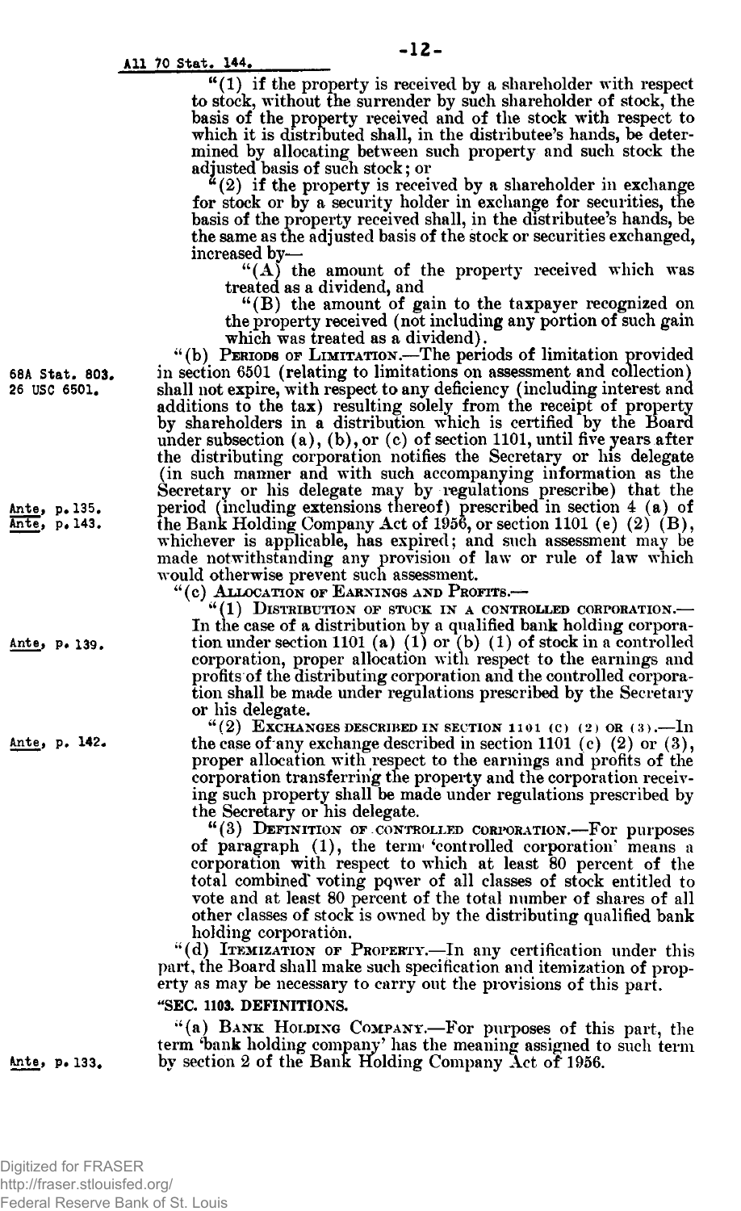70 Stat. 144.

"(1) if the property is received by a shareholder with respect to stock, without the surrender by such shareholder of stock, the basis of the property received and of the stock with respect to which it is distributed shall, in the distributee's hands, be determined by allocating between such property and such stock the adjusted basis of such stock; or

"(2) if the property is received by a shareholder in exchange for stock or by a security holder in exchange for securities, the basis of the property received shall, in the distributee's hands, be the same as the adjusted basis of the stock or securities exchanged, increased by—

"(A) the amount of the property received which was treated as a dividend, and

"(B) the amount of gain to the taxpayer recognized on the property received (not including any portion of such gain which was treated as a dividend).

68A Stat. 803. 26 USC 6501.

"(b) PERIODS OF LIMITATION.—The periods of limitation provided in section 6501 (relating to limitations on assessment and collection) shall not expire, with respect to any deficiency (including interest and additions to the tax) resulting solely from the receipt of property by shareholders in a distribution which is certified by the Board under subsection (a), (b), or (c) of section 1101, until five years after the distributing corporation notifies the Secretary or his delegate (in such manner and with such accompanying information as the Secretary or his delegate may by regulations prescribe) that the period (including extensions thereof) prescribed in section 4 (a) of the Bank Holding Company Act of 1956, or section 1101 (e) (2) (B), whichever is applicable, has expired; and such assessment may be made notwithstanding any provision of law or rule of law which would otherwise prevent such assessment.

Ante, p. 135. Ante, p. 143.

"(c) ALLOCATION OF EARNINGS AND PROFITS.—

"(1) DISTRIBUTION OF STOCK IN A CONTROLLED CORPORATION.—In the case of a distribution by a qualified bank holding corporation under section 1101 (a) (1) or (b) (1) of stock in a controlled corporation, proper allocation with respect to the earnings and profits of the distributing corporation and the controlled corporation shall be made under regulations prescribed by the Secretary or his delegate.

Ante, p. 139.

"(2) EXCHANGES DESCRIBED IN SECTION 1101 (C) (2) OR (3).—In the case of any exchange described in section 1101 (c) (2) or (3), proper allocation with respect to the earnings and profits of the corporation transferring the property and the corporation receiving such property shall be made under regulations prescribed by the Secretary or his delegate.

Ante, p. 142.

"(3) DEFINITION OF CONTROLLED CORPORATION.—For purposes of paragraph (1), the term 'controlled corporation' means a corporation with respect to which at least 80 percent of the total combined voting power of all classes of stock entitled to vote and at least 80 percent of the total number of shares of all other classes of stock is owned by the distributing qualified bank holding corporation.

"(d) ITEMIZATION OF PROPERTY.—In any certification under this part, the Board shall make such specification and itemization of property as may be necessary to carry out the provisions of this part.

"SEC. 1103. DEFINITIONS.

"(a) BANK HOLDING COMPANY.—For purposes of this part, the term 'bank holding company' has the meaning assigned to such term by section 2 of the Bank Holding Company Act of 1956.

Ante, p. 133.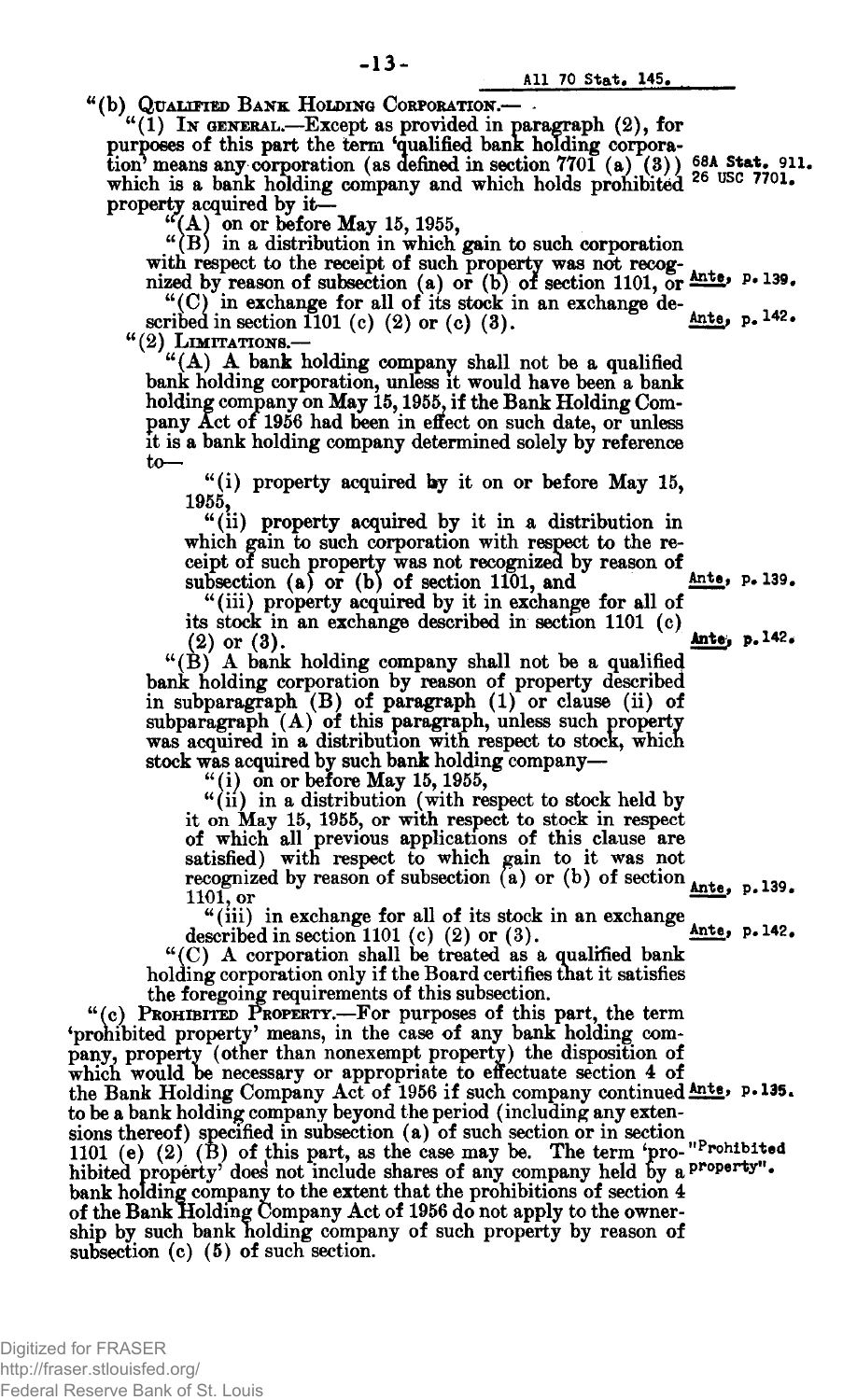"(b) QUALIFIED BANK HOLDING CORPORATION.—

"(1) IN GENERAL.—Except as provided in paragraph (2), for purposes of this part the term 'qualified bank holding corporation' means any corporation (as defined in section 7701 (a) (3)) which is a bank holding company and which holds prohibited property acquired by it—

68A Stat. 911. 26 USC 7701.

"(A) on or before May 15, 1955,

"(B) in a distribution in which gain to such corporation with respect to the receipt of such property was not recognized by reason of subsection (a) or (b) of section 1101, or

Ante, p. 139.

"(C) in exchange for all of its stock in an exchange described in section 1101 (c) (2) or (c) (3).

Ante, p. 142.

"(2) LIMITATIONS.—

"(A) A bank holding company shall not be a qualified bank holding corporation, unless it would have been a bank holding company on May 15, 1955, if the Bank Holding Company Act of 1956 had been in effect on such date, or unless it is a bank holding company determined solely by reference to—

"(i) property acquired by it on or before May 15, 1955,

"(ii) property acquired by it in a distribution in which gain to such corporation with respect to the receipt of such property was not recognized by reason of subsection (a) or (b) of section 1101, and

Ante, p. 139.

"(iii) property acquired by it in exchange for all of its stock in an exchange described in section 1101 (c) (2) or (3).

Ante, p. 142.

"(B) A bank holding company shall not be a qualified bank holding corporation by reason of property described in subparagraph (B) of paragraph (1) or clause (ii) of subparagraph (A) of this paragraph, unless such property was acquired in a distribution with respect to stock, which stock was acquired by such bank holding company—

"(i) on or before May 15, 1955,

"(ii) in a distribution (with respect to stock held by it on May 15, 1955, or with respect to stock in respect of which all previous applications of this clause are satisfied) with respect to which gain to it was not recognized by reason of subsection (a) or (b) of section 1101, or

Ante, p. 139.

"(iii) in exchange for all of its stock in an exchange described in section 1101 (c) (2) or (3).

Ante, p. 142.

"(C) A corporation shall be treated as a qualified bank holding corporation only if the Board certifies that it satisfies the foregoing requirements of this subsection.

"(c) PROHIBITED PROPERTY.—For purposes of this part, the term 'prohibited property' means, in the case of any bank holding company, property (other than nonexempt property) the disposition of which would be necessary or appropriate to effectuate section 4 of the Bank Holding Company Act of 1956 if such company continued to be a bank holding company beyond the period (including any extensions thereof) specified in subsection (a) of such section or in section 1101 (e) (2) (B) of this part, as the case may be. The term 'prohibited property' does not include shares of any company held by a bank holding company to the extent that the prohibitions of section 4 of the Bank Holding Company Act of 1956 do not apply to the ownership by such bank holding company of such property by reason of subsection (c) (5) of such section.

Ante, p. 135.

"Prohibited property".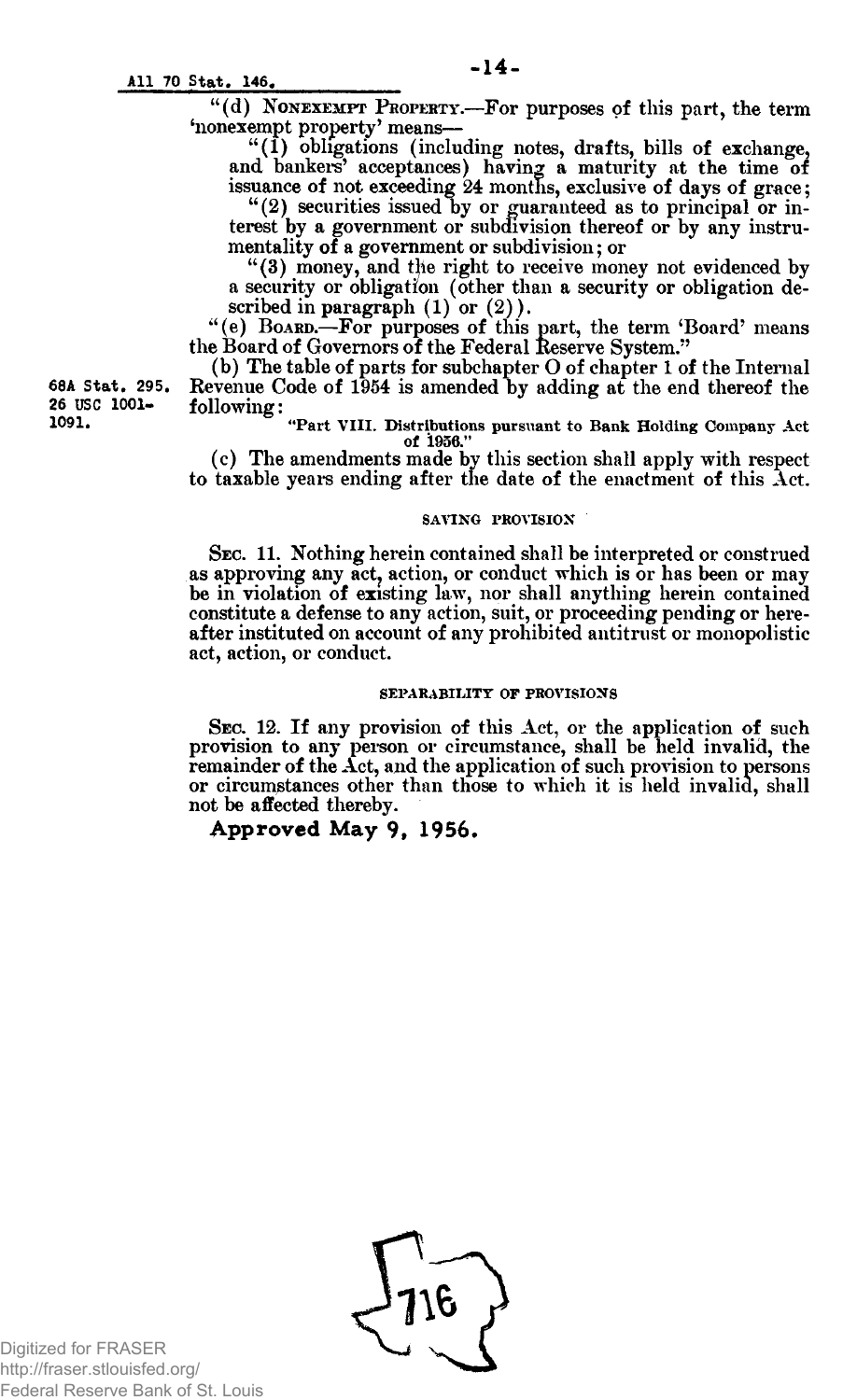"(d) Nonexempt Property.—For purposes of this part, the term 'nonexempt property' means—

"(1) obligations (including notes, drafts, bills of exchange, and bankers' acceptances) having a maturity at the time of issuance of not exceeding 24 months, exclusive of days of grace;

"(2) securities issued by or guaranteed as to principal or interest by a government or subdivision thereof or by any instrumentality of a government or subdivision; or

"(3) money, and the right to receive money not evidenced by a security or obligation (other than a security or obligation described in paragraph (1) or (2)).

"(e) Board.—For purposes of this part, the term 'Board' means the Board of Governors of the Federal Reserve System."

68A Stat. 295. 26 USC 1001-1091.

(b) The table of parts for subchapter O of chapter 1 of the Internal Revenue Code of 1954 is amended by adding at the end thereof the following:

"Part VIII. Distributions pursuant to Bank Holding Company Act of 1956."

(c) The amendments made by this section shall apply with respect to taxable years ending after the date of the enactment of this Act.

SAVING PROVISION

Sec. 11. Nothing herein contained shall be interpreted or construed as approving any act, action, or conduct which is or has been or may be in violation of existing law, nor shall anything herein contained constitute a defense to any action, suit, or proceeding pending or hereafter instituted on account of any prohibited antitrust or monopolistic act, action, or conduct.

SEPARABILITY OF PROVISIONS

Sec. 12. If any provision of this Act, or the application of such provision to any person or circumstance, shall be held invalid, the remainder of the Act, and the application of such provision to persons or circumstances other than those to which it is held invalid, shall not be affected thereby.

**Approved May 9, 1956.**